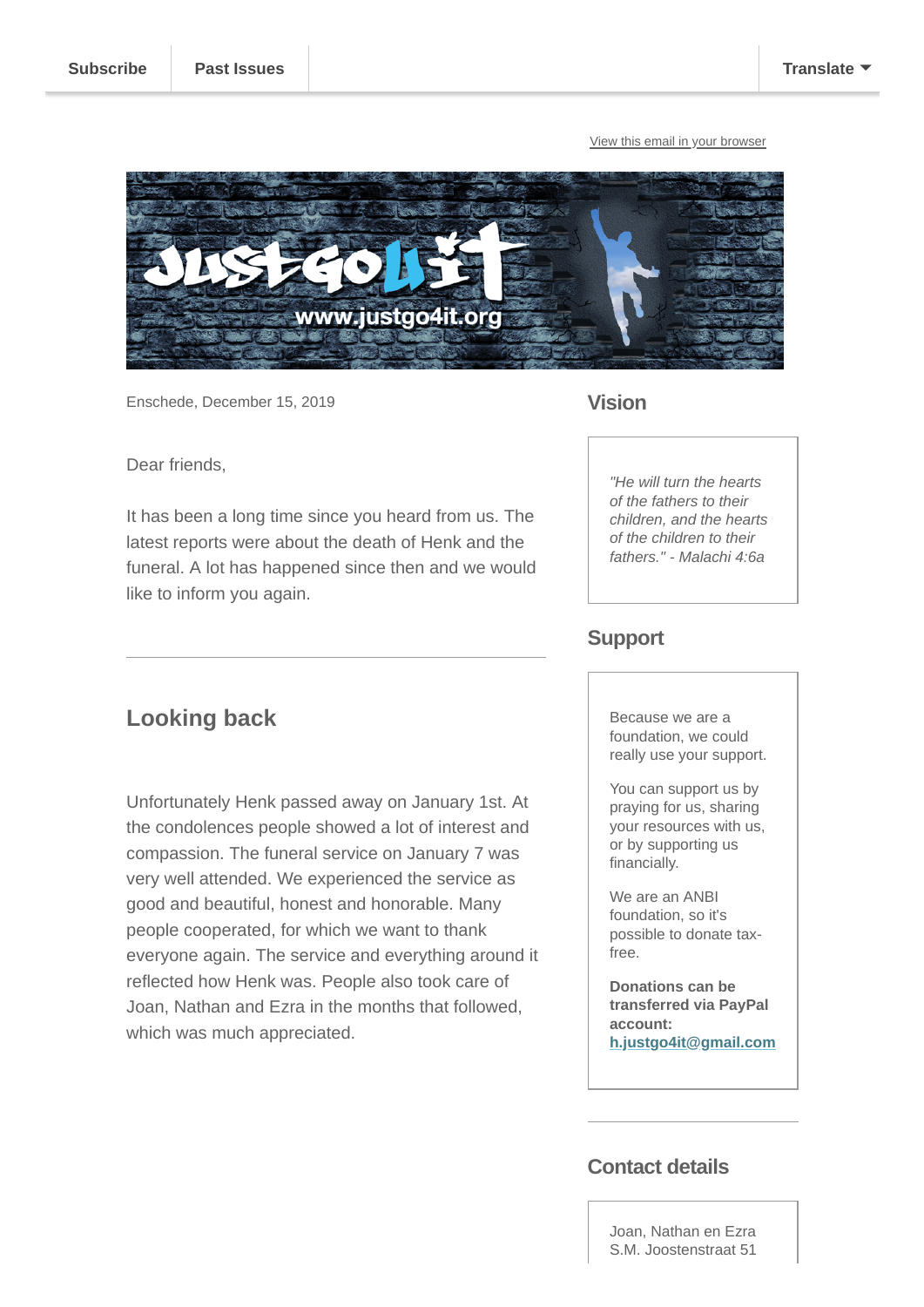Subscribe | Past Issues | Translate

View this email in your browser

Enschede, December 15, 2019

Dear friends,

It has been a long time since you heard from us. The latest reports were about the death of Henk and the funeral. A lot has happened since then and we would like to inform you again.

---

## Looking back

Unfortunately Henk passed away on January 1st. At the condolences people showed a lot of interest and compassion. The funeral service on January 7 was very well attended. We experienced the service as good and beautiful, honest and honorable. Many people cooperated, for which we want to thank everyone again. The service and everything around it reflected how Henk was. People also took care of Joan, Nathan and Ezra in the months that followed, which was much appreciated.

## Vision

*"He will turn the hearts of the fathers to their children, and the hearts of the children to their fathers." - Malachi 4:6a*

## Support

Because we are a foundation, we could really use your support.

You can support us by praying for us, sharing your resources with us, or by supporting us financially.

We are an ANBI foundation, so it's possible to donate tax-free.

**Donations can be transferred via PayPal account: h.justgo4it@gmail.com**

---

## Contact details

Joan, Nathan en Ezra
S.M. Joostenstraat 51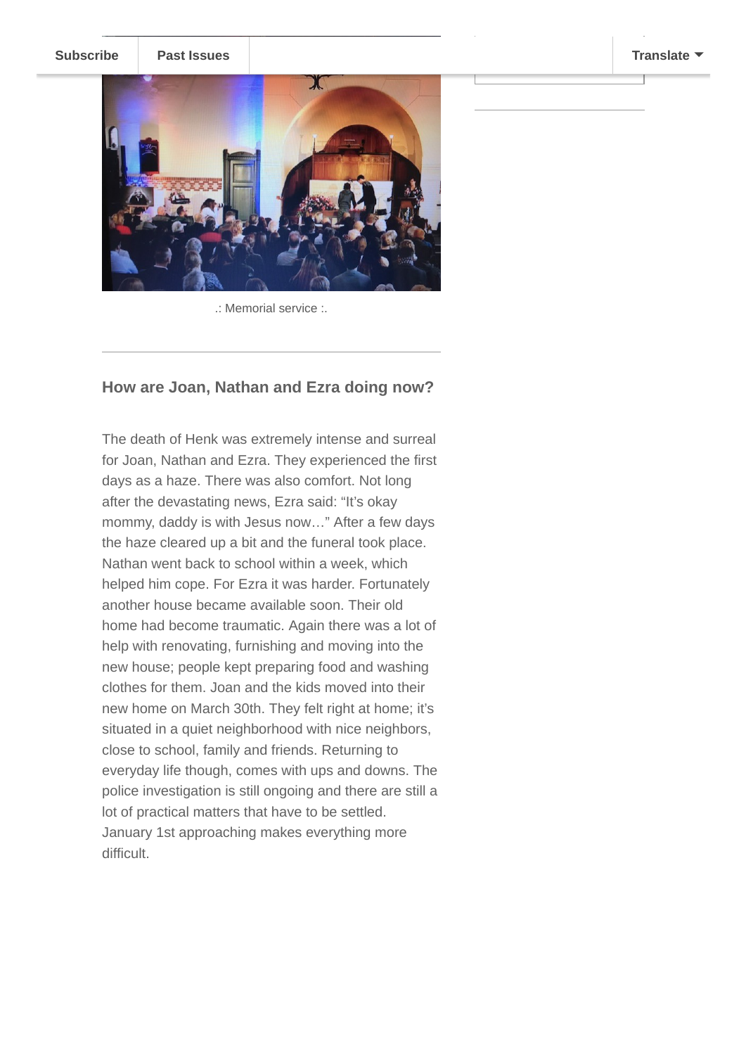.: Memorial service :.

### How are Joan, Nathan and Ezra doing now?

The death of Henk was extremely intense and surreal for Joan, Nathan and Ezra. They experienced the first days as a haze. There was also comfort. Not long after the devastating news, Ezra said: “It’s okay mommy, daddy is with Jesus now…” After a few days the haze cleared up a bit and the funeral took place. Nathan went back to school within a week, which helped him cope. For Ezra it was harder. Fortunately another house became available soon. Their old home had become traumatic. Again there was a lot of help with renovating, furnishing and moving into the new house; people kept preparing food and washing clothes for them. Joan and the kids moved into their new home on March 30th. They felt right at home; it’s situated in a quiet neighborhood with nice neighbors, close to school, family and friends. Returning to everyday life though, comes with ups and downs. The police investigation is still ongoing and there are still a lot of practical matters that have to be settled. January 1st approaching makes everything more difficult.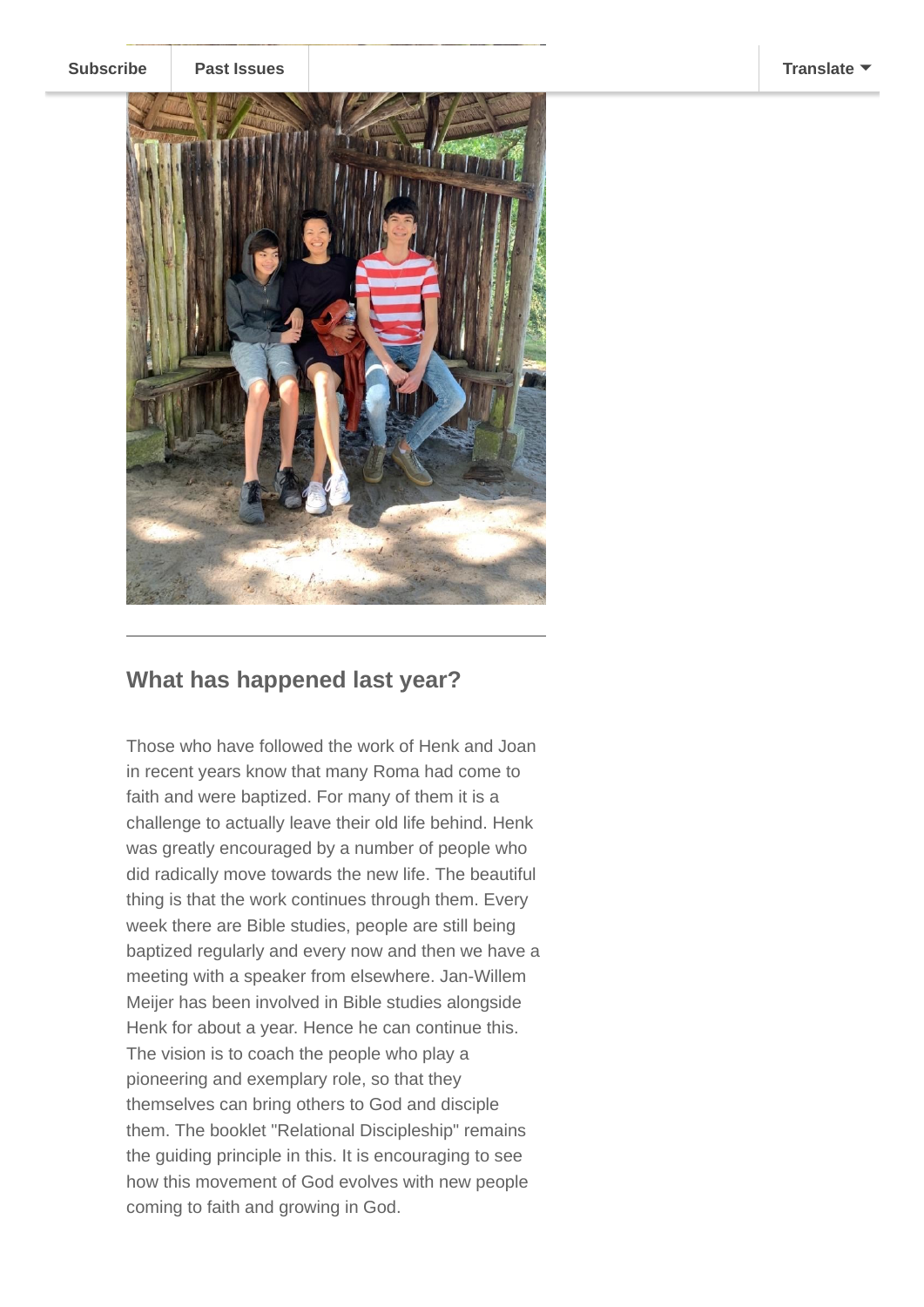## What has happened last year?

Those who have followed the work of Henk and Joan in recent years know that many Roma had come to faith and were baptized. For many of them it is a challenge to actually leave their old life behind. Henk was greatly encouraged by a number of people who did radically move towards the new life. The beautiful thing is that the work continues through them. Every week there are Bible studies, people are still being baptized regularly and every now and then we have a meeting with a speaker from elsewhere. Jan-Willem Meijer has been involved in Bible studies alongside Henk for about a year. Hence he can continue this. The vision is to coach the people who play a pioneering and exemplary role, so that they themselves can bring others to God and disciple them. The booklet "Relational Discipleship" remains the guiding principle in this. It is encouraging to see how this movement of God evolves with new people coming to faith and growing in God.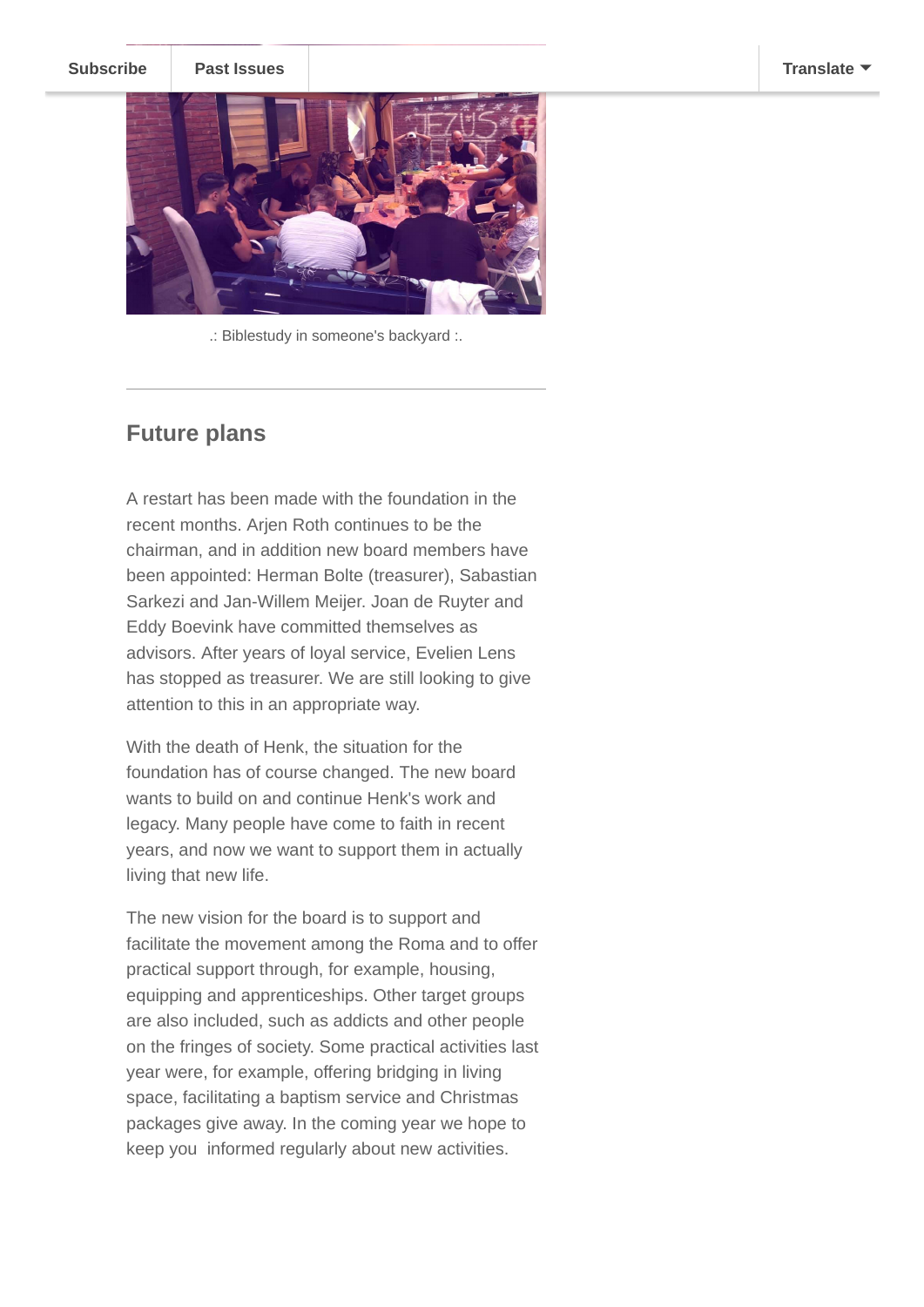.: Biblestudy in someone's backyard :.

## Future plans

A restart has been made with the foundation in the recent months. Arjen Roth continues to be the chairman, and in addition new board members have been appointed: Herman Bolte (treasurer), Sabastian Sarkezi and Jan-Willem Meijer. Joan de Ruyter and Eddy Boevink have committed themselves as advisors. After years of loyal service, Evelien Lens has stopped as treasurer. We are still looking to give attention to this in an appropriate way.

With the death of Henk, the situation for the foundation has of course changed. The new board wants to build on and continue Henk's work and legacy. Many people have come to faith in recent years, and now we want to support them in actually living that new life.

The new vision for the board is to support and facilitate the movement among the Roma and to offer practical support through, for example, housing, equipping and apprenticeships. Other target groups are also included, such as addicts and other people on the fringes of society. Some practical activities last year were, for example, offering bridging in living space, facilitating a baptism service and Christmas packages give away. In the coming year we hope to keep you informed regularly about new activities.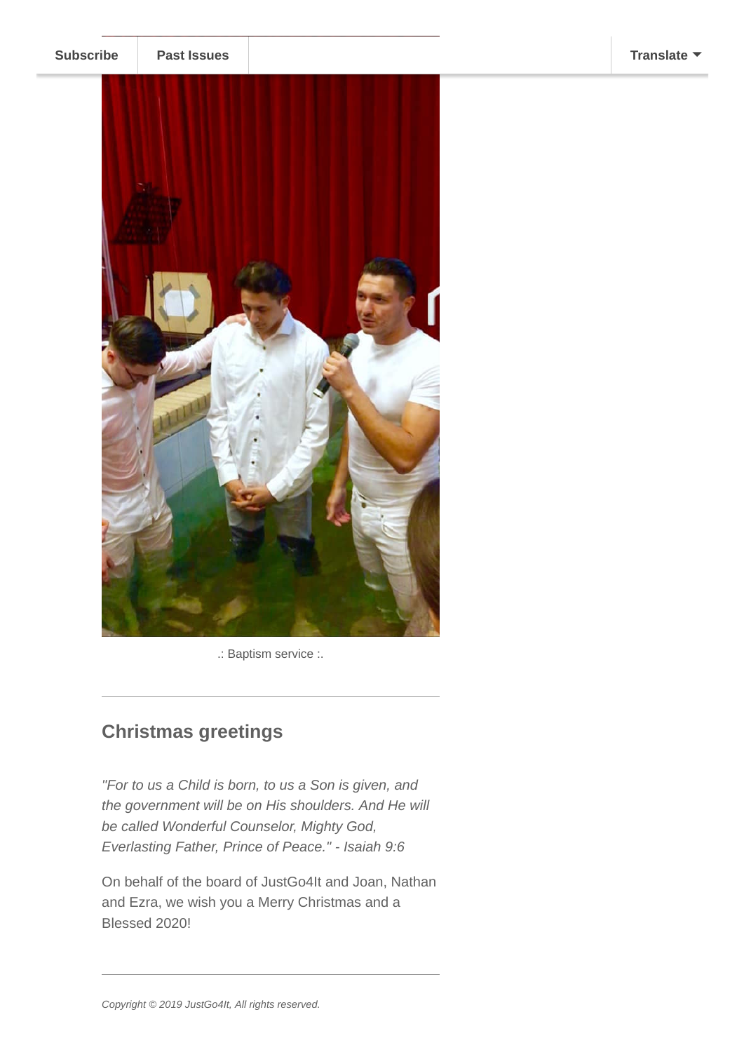.: Baptism service :.

## Christmas greetings

*"For to us a Child is born, to us a Son is given, and the government will be on His shoulders. And He will be called Wonderful Counselor, Mighty God, Everlasting Father, Prince of Peace." - Isaiah 9:6*

On behalf of the board of JustGo4It and Joan, Nathan and Ezra, we wish you a Merry Christmas and a Blessed 2020!

*Copyright © 2019 JustGo4It, All rights reserved.*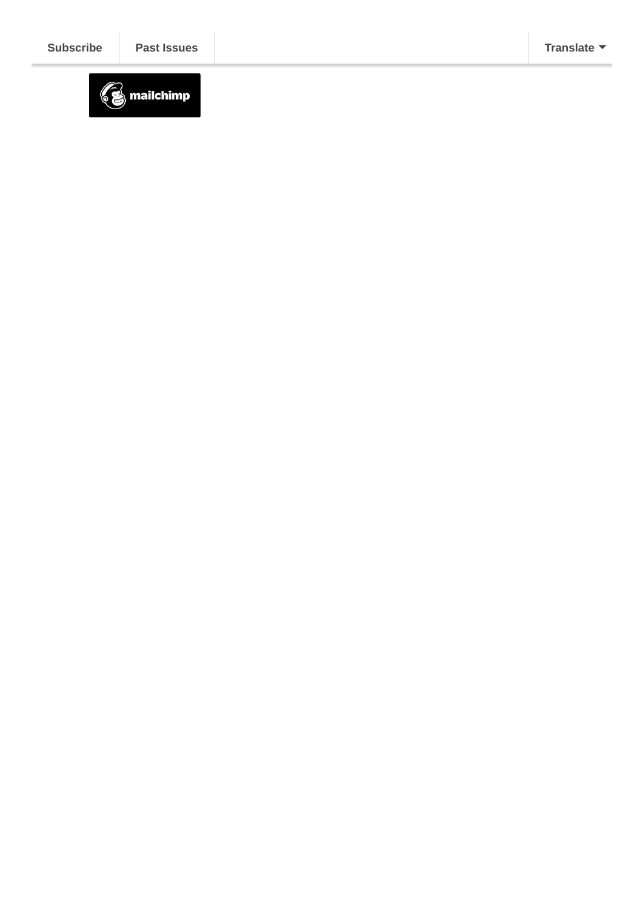Subscribe | Past Issues | Translate